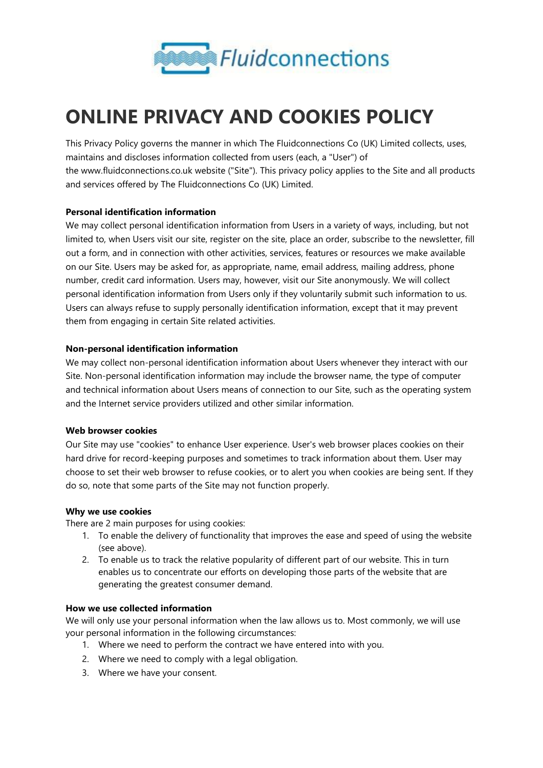# ONLINE PRIVACY AND COOKIES POLICY

This Privacy Policy governs the manner in which The Fluidconnections Co (UK) Limited collects, uses, maintains and discloses information collected from users (each, a "User") of the www.fluidconnections.co.uk website ("Site"). This privacy policy applies to the Site and all products and services offered by The Fluidconnections Co (UK) Limited.

**Personal identification information**

We may collect personal identification information from Users in a variety of ways, including, but not limited to, when Users visit our site, register on the site, place an order, subscribe to the newsletter, fill out a form, and in connection with other activities, services, features or resources we make available on our Site. Users may be asked for, as appropriate, name, email address, mailing address, phone number, credit card information. Users may, however, visit our Site anonymously. We will collect personal identification information from Users only if they voluntarily submit such information to us. Users can always refuse to supply personally identification information, except that it may prevent them from engaging in certain Site related activities.

**Non-personal identification information**

We may collect non-personal identification information about Users whenever they interact with our Site. Non-personal identification information may include the browser name, the type of computer and technical information about Users means of connection to our Site, such as the operating system and the Internet service providers utilized and other similar information.

**Web browser cookies**

Our Site may use "cookies" to enhance User experience. User's web browser places cookies on their hard drive for record-keeping purposes and sometimes to track information about them. User may choose to set their web browser to refuse cookies, or to alert you when cookies are being sent. If they do so, note that some parts of the Site may not function properly.

**Why we use cookies**

There are 2 main purposes for using cookies:

1. To enable the delivery of functionality that improves the ease and speed of using the website (see above).
2. To enable us to track the relative popularity of different part of our website. This in turn enables us to concentrate our efforts on developing those parts of the website that are generating the greatest consumer demand.

**How we use collected information**

We will only use your personal information when the law allows us to. Most commonly, we will use your personal information in the following circumstances:

1. Where we need to perform the contract we have entered into with you.
2. Where we need to comply with a legal obligation.
3. Where we have your consent.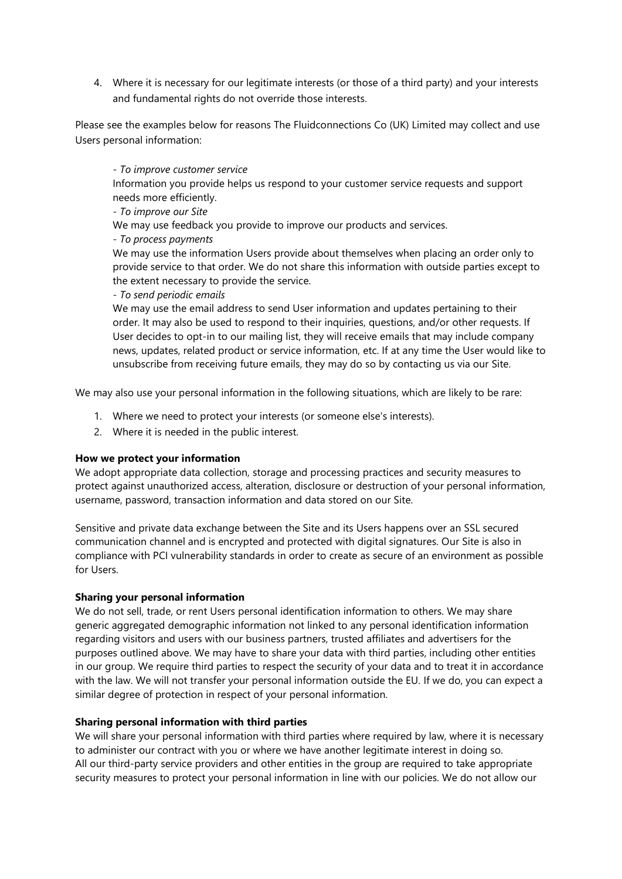4. Where it is necessary for our legitimate interests (or those of a third party) and your interests and fundamental rights do not override those interests.

Please see the examples below for reasons The Fluidconnections Co (UK) Limited may collect and use Users personal information:

> *- To improve customer service*
> Information you provide helps us respond to your customer service requests and support needs more efficiently.
> *- To improve our Site*
> We may use feedback you provide to improve our products and services.
> *- To process payments*
> We may use the information Users provide about themselves when placing an order only to provide service to that order. We do not share this information with outside parties except to the extent necessary to provide the service.
> *- To send periodic emails*
> We may use the email address to send User information and updates pertaining to their order. It may also be used to respond to their inquiries, questions, and/or other requests. If User decides to opt-in to our mailing list, they will receive emails that may include company news, updates, related product or service information, etc. If at any time the User would like to unsubscribe from receiving future emails, they may do so by contacting us via our Site.

We may also use your personal information in the following situations, which are likely to be rare:

1. Where we need to protect your interests (or someone else's interests).
2. Where it is needed in the public interest.

**How we protect your information**
We adopt appropriate data collection, storage and processing practices and security measures to protect against unauthorized access, alteration, disclosure or destruction of your personal information, username, password, transaction information and data stored on our Site.

Sensitive and private data exchange between the Site and its Users happens over an SSL secured communication channel and is encrypted and protected with digital signatures. Our Site is also in compliance with PCI vulnerability standards in order to create as secure of an environment as possible for Users.

**Sharing your personal information**
We do not sell, trade, or rent Users personal identification information to others. We may share generic aggregated demographic information not linked to any personal identification information regarding visitors and users with our business partners, trusted affiliates and advertisers for the purposes outlined above. We may have to share your data with third parties, including other entities in our group. We require third parties to respect the security of your data and to treat it in accordance with the law. We will not transfer your personal information outside the EU. If we do, you can expect a similar degree of protection in respect of your personal information.

**Sharing personal information with third parties**
We will share your personal information with third parties where required by law, where it is necessary to administer our contract with you or where we have another legitimate interest in doing so.
All our third-party service providers and other entities in the group are required to take appropriate security measures to protect your personal information in line with our policies. We do not allow our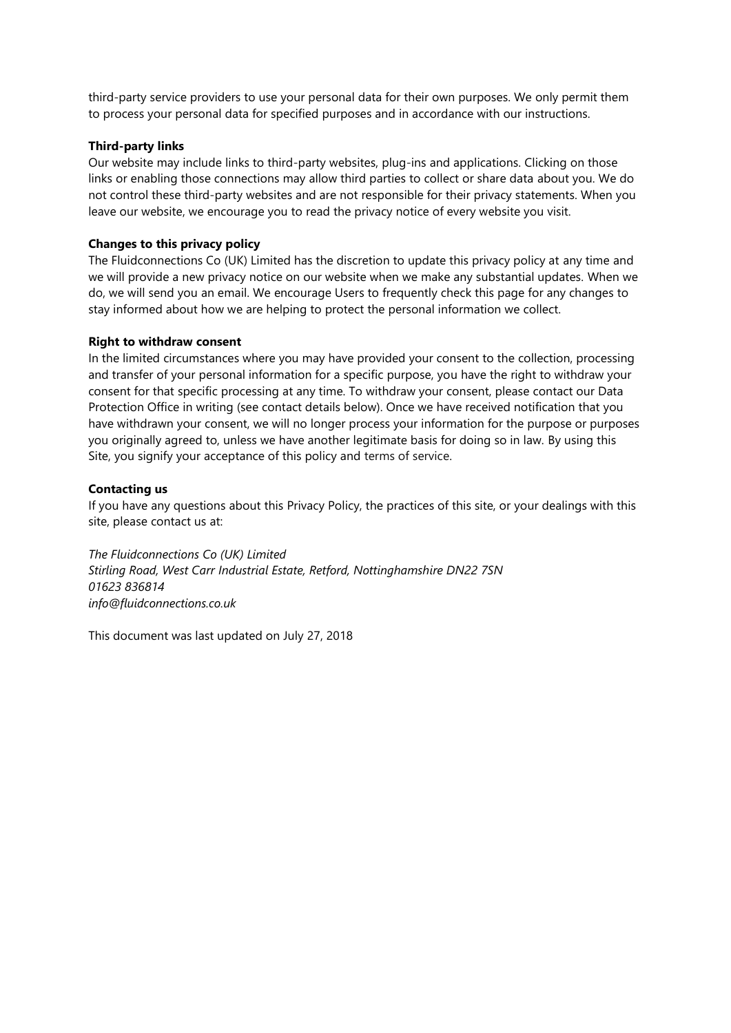third-party service providers to use your personal data for their own purposes. We only permit them to process your personal data for specified purposes and in accordance with our instructions.

**Third-party links**

Our website may include links to third-party websites, plug-ins and applications. Clicking on those links or enabling those connections may allow third parties to collect or share data about you. We do not control these third-party websites and are not responsible for their privacy statements. When you leave our website, we encourage you to read the privacy notice of every website you visit.

**Changes to this privacy policy**

The Fluidconnections Co (UK) Limited has the discretion to update this privacy policy at any time and we will provide a new privacy notice on our website when we make any substantial updates. When we do, we will send you an email. We encourage Users to frequently check this page for any changes to stay informed about how we are helping to protect the personal information we collect.

**Right to withdraw consent**

In the limited circumstances where you may have provided your consent to the collection, processing and transfer of your personal information for a specific purpose, you have the right to withdraw your consent for that specific processing at any time. To withdraw your consent, please contact our Data Protection Office in writing (see contact details below). Once we have received notification that you have withdrawn your consent, we will no longer process your information for the purpose or purposes you originally agreed to, unless we have another legitimate basis for doing so in law. By using this Site, you signify your acceptance of this policy and terms of service.

**Contacting us**

If you have any questions about this Privacy Policy, the practices of this site, or your dealings with this site, please contact us at:

*The Fluidconnections Co (UK) Limited*
*Stirling Road, West Carr Industrial Estate, Retford, Nottinghamshire DN22 7SN*
*01623 836814*
*info@fluidconnections.co.uk*

This document was last updated on July 27, 2018